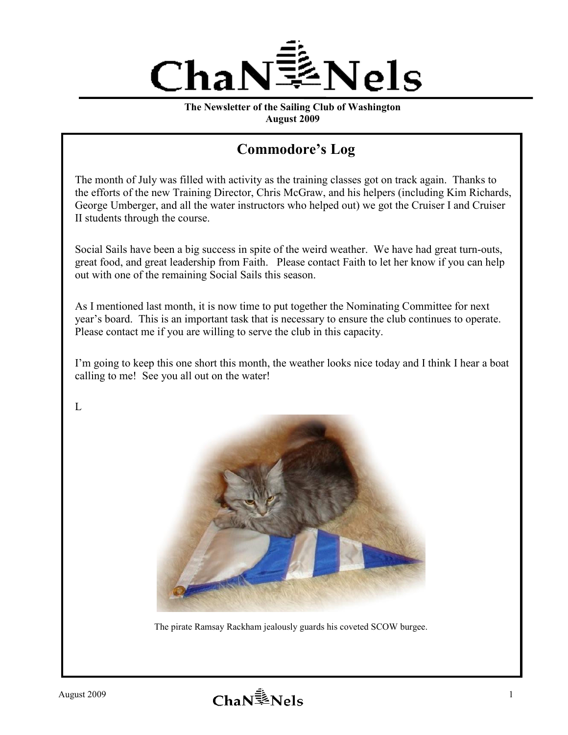# ChaNNels

**The Newsletter of the Sailing Club of Washington**
**August 2009**

## Commodore's Log

The month of July was filled with activity as the training classes got on track again. Thanks to the efforts of the new Training Director, Chris McGraw, and his helpers (including Kim Richards, George Umberger, and all the water instructors who helped out) we got the Cruiser I and Cruiser II students through the course.

Social Sails have been a big success in spite of the weird weather. We have had great turn-outs, great food, and great leadership from Faith. Please contact Faith to let her know if you can help out with one of the remaining Social Sails this season.

As I mentioned last month, it is now time to put together the Nominating Committee for next year's board. This is an important task that is necessary to ensure the club continues to operate. Please contact me if you are willing to serve the club in this capacity.

I'm going to keep this one short this month, the weather looks nice today and I think I hear a boat calling to me! See you all out on the water!

L

The pirate Ramsay Rackham jealously guards his coveted SCOW burgee.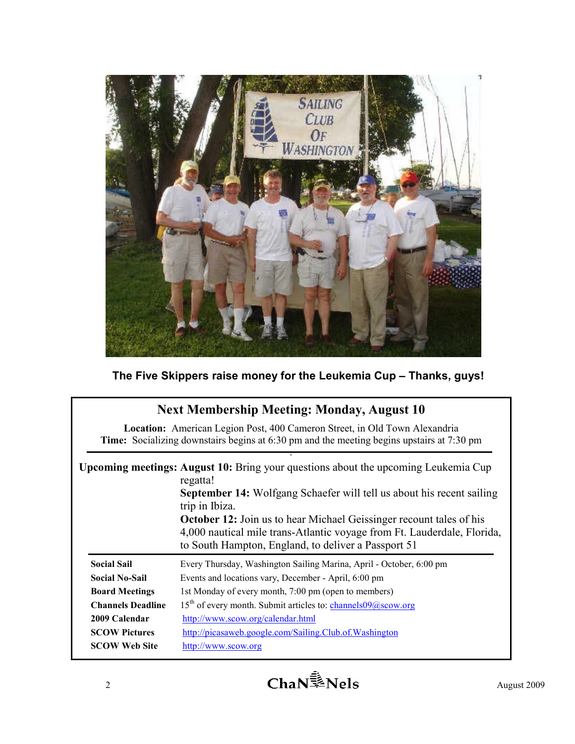The Five Skippers raise money for the Leukemia Cup – Thanks, guys!

## Next Membership Meeting: Monday, August 10

**Location:** American Legion Post, 400 Cameron Street, in Old Town Alexandria
**Time:** Socializing downstairs begins at 6:30 pm and the meeting begins upstairs at 7:30 pm

**Upcoming meetings:** **August 10:** Bring your questions about the upcoming Leukemia Cup regatta!
**September 14:** Wolfgang Schaefer will tell us about his recent sailing trip in Ibiza.
**October 12:** Join us to hear Michael Geissinger recount tales of his 4,000 nautical mile trans-Atlantic voyage from Ft. Lauderdale, Florida, to South Hampton, England, to deliver a Passport 51

| | |
|---|---|
| **Social Sail** | Every Thursday, Washington Sailing Marina, April - October, 6:00 pm |
| **Social No-Sail** | Events and locations vary, December - April, 6:00 pm |
| **Board Meetings** | 1st Monday of every month, 7:00 pm (open to members) |
| **Channels Deadline** | 15th of every month. Submit articles to: channels09@scow.org |
| **2009 Calendar** | http://www.scow.org/calendar.html |
| **SCOW Pictures** | http://picasaweb.google.com/Sailing.Club.of.Washington |
| **SCOW Web Site** | http://www.scow.org |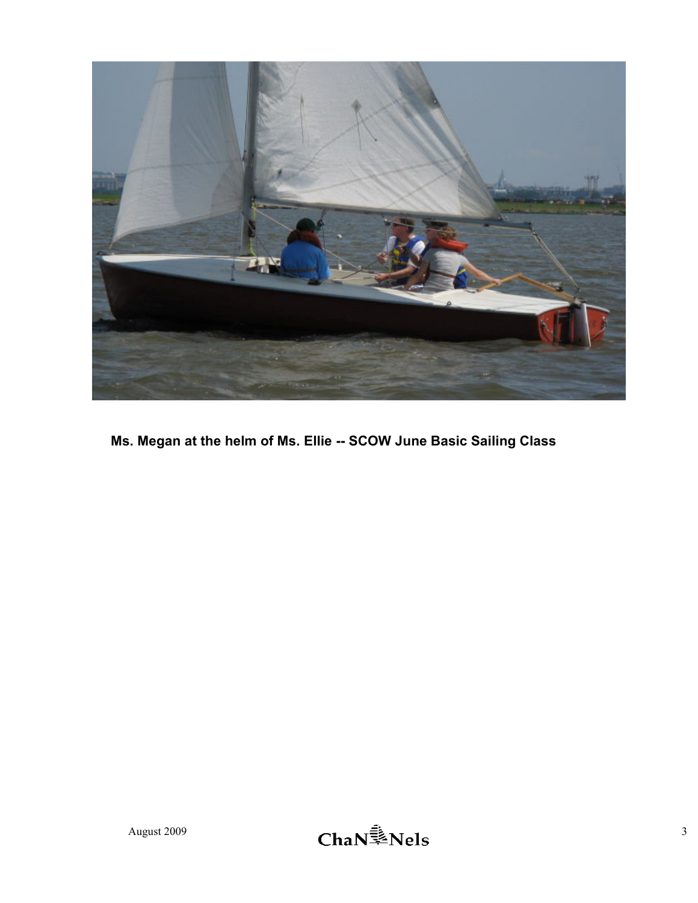**Ms. Megan at the helm of Ms. Ellie -- SCOW June Basic Sailing Class**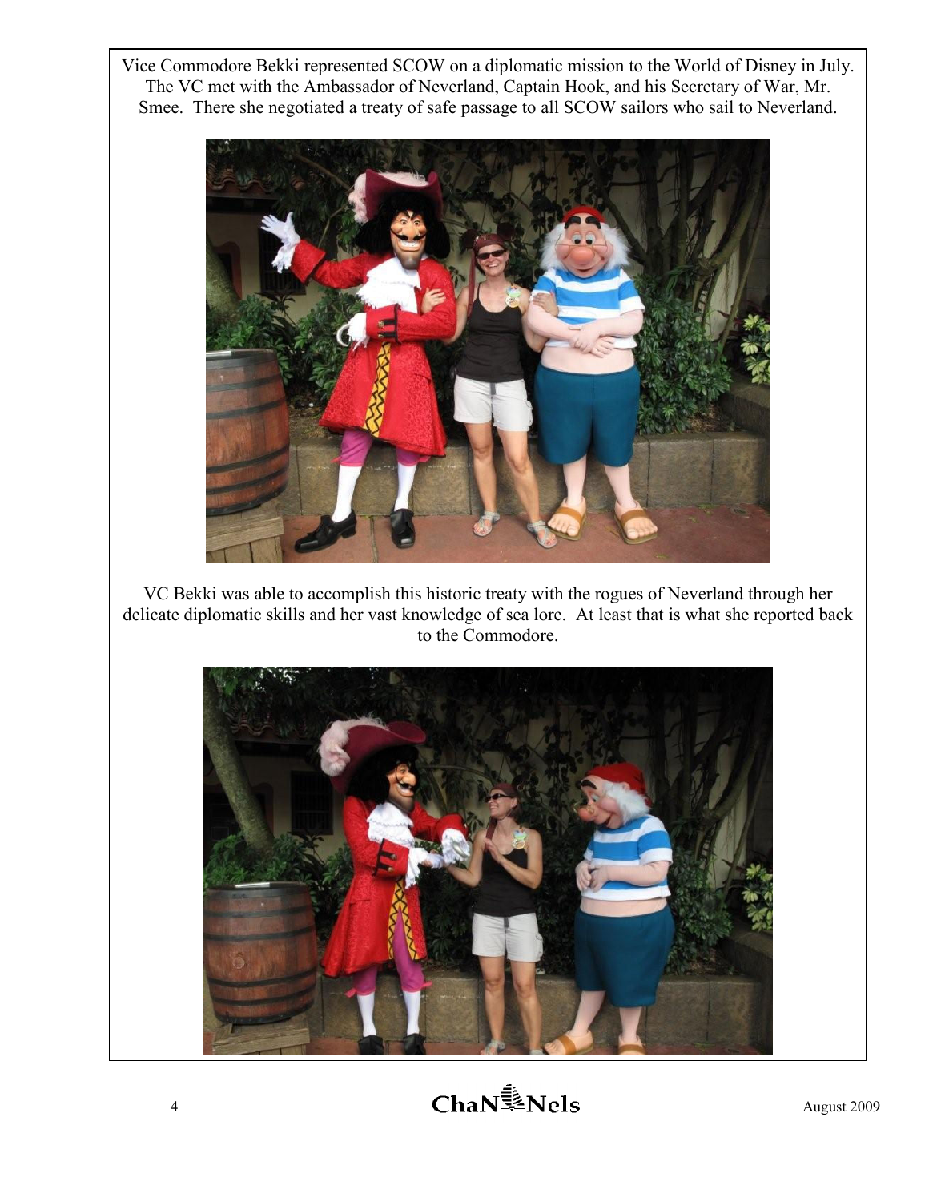Vice Commodore Bekki represented SCOW on a diplomatic mission to the World of Disney in July. The VC met with the Ambassador of Neverland, Captain Hook, and his Secretary of War, Mr. Smee. There she negotiated a treaty of safe passage to all SCOW sailors who sail to Neverland.

VC Bekki was able to accomplish this historic treaty with the rogues of Neverland through her delicate diplomatic skills and her vast knowledge of sea lore. At least that is what she reported back to the Commodore.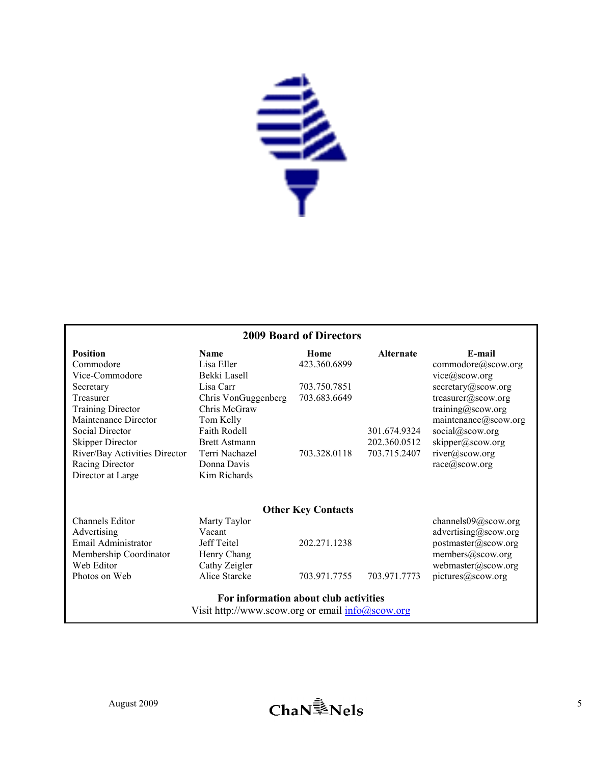## 2009 Board of Directors

| Position | Name | Home | Alternate | E-mail |
|---|---|---|---|---|
| Commodore | Lisa Eller | 423.360.6899 | | commodore@scow.org |
| Vice-Commodore | Bekki Lasell | | | vice@scow.org |
| Secretary | Lisa Carr | 703.750.7851 | | secretary@scow.org |
| Treasurer | Chris VonGuggenberg | 703.683.6649 | | treasurer@scow.org |
| Training Director | Chris McGraw | | | training@scow.org |
| Maintenance Director | Tom Kelly | | | maintenance@scow.org |
| Social Director | Faith Rodell | | 301.674.9324 | social@scow.org |
| Skipper Director | Brett Astmann | | 202.360.0512 | skipper@scow.org |
| River/Bay Activities Director | Terri Nachazel | 703.328.0118 | 703.715.2407 | river@scow.org |
| Racing Director | Donna Davis | | | race@scow.org |
| Director at Large | Kim Richards | | | |

## Other Key Contacts

| | | | | |
|---|---|---|---|---|
| Channels Editor | Marty Taylor | | | channels09@scow.org |
| Advertising | Vacant | | | advertising@scow.org |
| Email Administrator | Jeff Teitel | 202.271.1238 | | postmaster@scow.org |
| Membership Coordinator | Henry Chang | | | members@scow.org |
| Web Editor | Cathy Zeigler | | | webmaster@scow.org |
| Photos on Web | Alice Starcke | 703.971.7755 | 703.971.7773 | pictures@scow.org |

**For information about club activities**

Visit http://www.scow.org or email info@scow.org